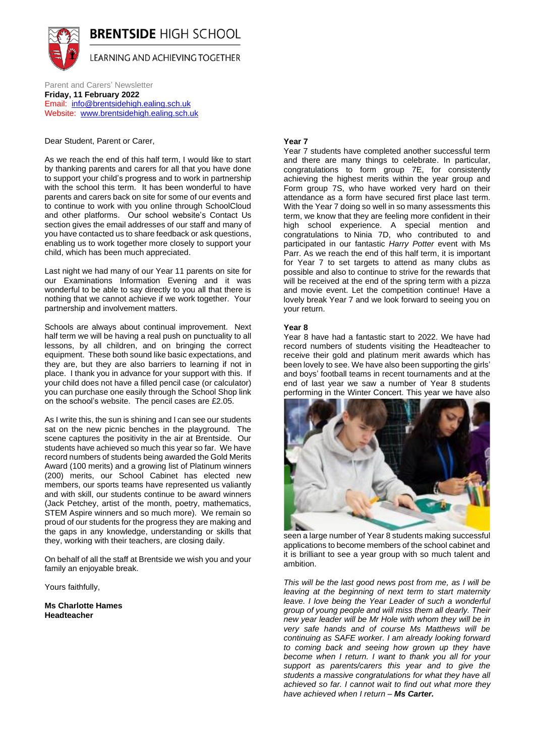# BRENTSIDE HIGH SCHOOL

LEARNING AND ACHIEVING TOGETHER

Parent and Carers' Newsletter
**Friday, 11 February 2022**
Email: info@brentsidehigh.ealing.sch.uk
Website: www.brentsidehigh.ealing.sch.uk

Dear Student, Parent or Carer,

As we reach the end of this half term, I would like to start by thanking parents and carers for all that you have done to support your child's progress and to work in partnership with the school this term. It has been wonderful to have parents and carers back on site for some of our events and to continue to work with you online through SchoolCloud and other platforms. Our school website's Contact Us section gives the email addresses of our staff and many of you have contacted us to share feedback or ask questions, enabling us to work together more closely to support your child, which has been much appreciated.

Last night we had many of our Year 11 parents on site for our Examinations Information Evening and it was wonderful to be able to say directly to you all that there is nothing that we cannot achieve if we work together. Your partnership and involvement matters.

Schools are always about continual improvement. Next half term we will be having a real push on punctuality to all lessons, by all children, and on bringing the correct equipment. These both sound like basic expectations, and they are, but they are also barriers to learning if not in place. I thank you in advance for your support with this. If your child does not have a filled pencil case (or calculator) you can purchase one easily through the School Shop link on the school's website. The pencil cases are £2.05.

As I write this, the sun is shining and I can see our students sat on the new picnic benches in the playground. The scene captures the positivity in the air at Brentside. Our students have achieved so much this year so far. We have record numbers of students being awarded the Gold Merits Award (100 merits) and a growing list of Platinum winners (200) merits, our School Cabinet has elected new members, our sports teams have represented us valiantly and with skill, our students continue to be award winners (Jack Petchey, artist of the month, poetry, mathematics, STEM Aspire winners and so much more). We remain so proud of our students for the progress they are making and the gaps in any knowledge, understanding or skills that they, working with their teachers, are closing daily.

On behalf of all the staff at Brentside we wish you and your family an enjoyable break.

Yours faithfully,

**Ms Charlotte Hames**
**Headteacher**

**Year 7**

Year 7 students have completed another successful term and there are many things to celebrate. In particular, congratulations to form group 7E, for consistently achieving the highest merits within the year group and Form group 7S, who have worked very hard on their attendance as a form have secured first place last term. With the Year 7 doing so well in so many assessments this term, we know that they are feeling more confident in their high school experience. A special mention and congratulations to Ninia 7D, who contributed to and participated in our fantastic *Harry Potter* event with Ms Parr. As we reach the end of this half term, it is important for Year 7 to set targets to attend as many clubs as possible and also to continue to strive for the rewards that will be received at the end of the spring term with a pizza and movie event. Let the competition continue! Have a lovely break Year 7 and we look forward to seeing you on your return.

**Year 8**

Year 8 have had a fantastic start to 2022. We have had record numbers of students visiting the Headteacher to receive their gold and platinum merit awards which has been lovely to see. We have also been supporting the girls' and boys' football teams in recent tournaments and at the end of last year we saw a number of Year 8 students performing in the Winter Concert. This year we have also seen a large number of Year 8 students making successful applications to become members of the school cabinet and it is brilliant to see a year group with so much talent and ambition.

*This will be the last good news post from me, as I will be leaving at the beginning of next term to start maternity leave. I love being the Year Leader of such a wonderful group of young people and will miss them all dearly. Their new year leader will be Mr Hole with whom they will be in very safe hands and of course Ms Matthews will be continuing as SAFE worker. I am already looking forward to coming back and seeing how grown up they have become when I return. I want to thank you all for your support as parents/carers this year and to give the students a massive congratulations for what they have all achieved so far. I cannot wait to find out what more they have achieved when I return –* ***Ms Carter.***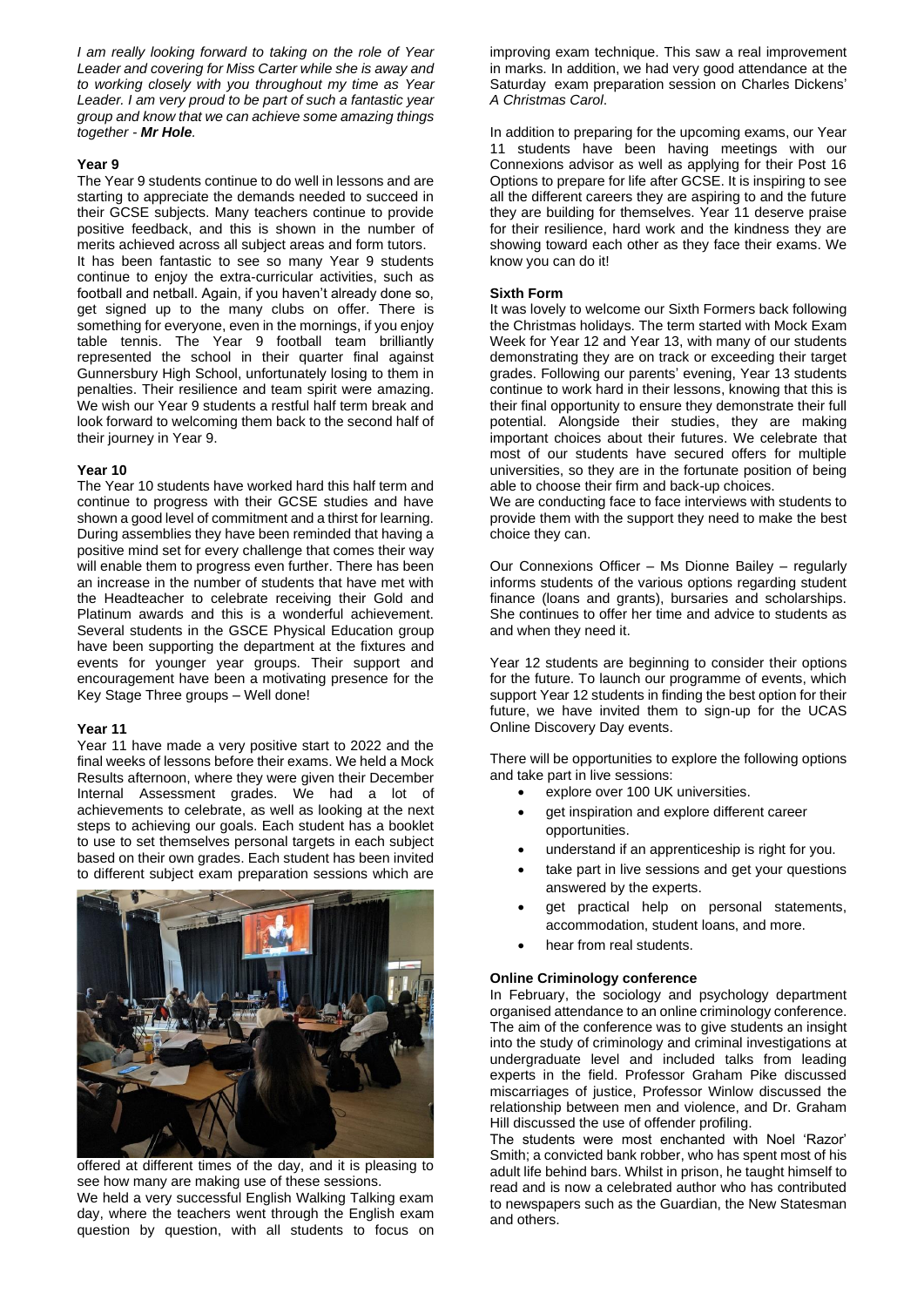*I am really looking forward to taking on the role of Year Leader and covering for Miss Carter while she is away and to working closely with you throughout my time as Year Leader. I am very proud to be part of such a fantastic year group and know that we can achieve some amazing things together - **Mr Hole**.*

### Year 9

The Year 9 students continue to do well in lessons and are starting to appreciate the demands needed to succeed in their GCSE subjects. Many teachers continue to provide positive feedback, and this is shown in the number of merits achieved across all subject areas and form tutors. It has been fantastic to see so many Year 9 students continue to enjoy the extra-curricular activities, such as football and netball. Again, if you haven't already done so, get signed up to the many clubs on offer. There is something for everyone, even in the mornings, if you enjoy table tennis. The Year 9 football team brilliantly represented the school in their quarter final against Gunnersbury High School, unfortunately losing to them in penalties. Their resilience and team spirit were amazing. We wish our Year 9 students a restful half term break and look forward to welcoming them back to the second half of their journey in Year 9.

### Year 10

The Year 10 students have worked hard this half term and continue to progress with their GCSE studies and have shown a good level of commitment and a thirst for learning. During assemblies they have been reminded that having a positive mind set for every challenge that comes their way will enable them to progress even further. There has been an increase in the number of students that have met with the Headteacher to celebrate receiving their Gold and Platinum awards and this is a wonderful achievement. Several students in the GSCE Physical Education group have been supporting the department at the fixtures and events for younger year groups. Their support and encouragement have been a motivating presence for the Key Stage Three groups – Well done!

### Year 11

Year 11 have made a very positive start to 2022 and the final weeks of lessons before their exams. We held a Mock Results afternoon, where they were given their December Internal Assessment grades. We had a lot of achievements to celebrate, as well as looking at the next steps to achieving our goals. Each student has a booklet to use to set themselves personal targets in each subject based on their own grades. Each student has been invited to different subject exam preparation sessions which are offered at different times of the day, and it is pleasing to see how many are making use of these sessions.

We held a very successful English Walking Talking exam day, where the teachers went through the English exam question by question, with all students to focus on improving exam technique. This saw a real improvement in marks. In addition, we had very good attendance at the Saturday exam preparation session on Charles Dickens' *A Christmas Carol*.

In addition to preparing for the upcoming exams, our Year 11 students have been having meetings with our Connexions advisor as well as applying for their Post 16 Options to prepare for life after GCSE. It is inspiring to see all the different careers they are aspiring to and the future they are building for themselves. Year 11 deserve praise for their resilience, hard work and the kindness they are showing toward each other as they face their exams. We know you can do it!

### Sixth Form

It was lovely to welcome our Sixth Formers back following the Christmas holidays. The term started with Mock Exam Week for Year 12 and Year 13, with many of our students demonstrating they are on track or exceeding their target grades. Following our parents' evening, Year 13 students continue to work hard in their lessons, knowing that this is their final opportunity to ensure they demonstrate their full potential. Alongside their studies, they are making important choices about their futures. We celebrate that most of our students have secured offers for multiple universities, so they are in the fortunate position of being able to choose their firm and back-up choices.

We are conducting face to face interviews with students to provide them with the support they need to make the best choice they can.

Our Connexions Officer – Ms Dionne Bailey – regularly informs students of the various options regarding student finance (loans and grants), bursaries and scholarships. She continues to offer her time and advice to students as and when they need it.

Year 12 students are beginning to consider their options for the future. To launch our programme of events, which support Year 12 students in finding the best option for their future, we have invited them to sign-up for the UCAS Online Discovery Day events.

There will be opportunities to explore the following options and take part in live sessions:

- explore over 100 UK universities.
- get inspiration and explore different career opportunities.
- understand if an apprenticeship is right for you.
- take part in live sessions and get your questions answered by the experts.
- get practical help on personal statements, accommodation, student loans, and more.
- hear from real students.

### Online Criminology conference

In February, the sociology and psychology department organised attendance to an online criminology conference. The aim of the conference was to give students an insight into the study of criminology and criminal investigations at undergraduate level and included talks from leading experts in the field. Professor Graham Pike discussed miscarriages of justice, Professor Winlow discussed the relationship between men and violence, and Dr. Graham Hill discussed the use of offender profiling.

The students were most enchanted with Noel 'Razor' Smith; a convicted bank robber, who has spent most of his adult life behind bars. Whilst in prison, he taught himself to read and is now a celebrated author who has contributed to newspapers such as the Guardian, the New Statesman and others.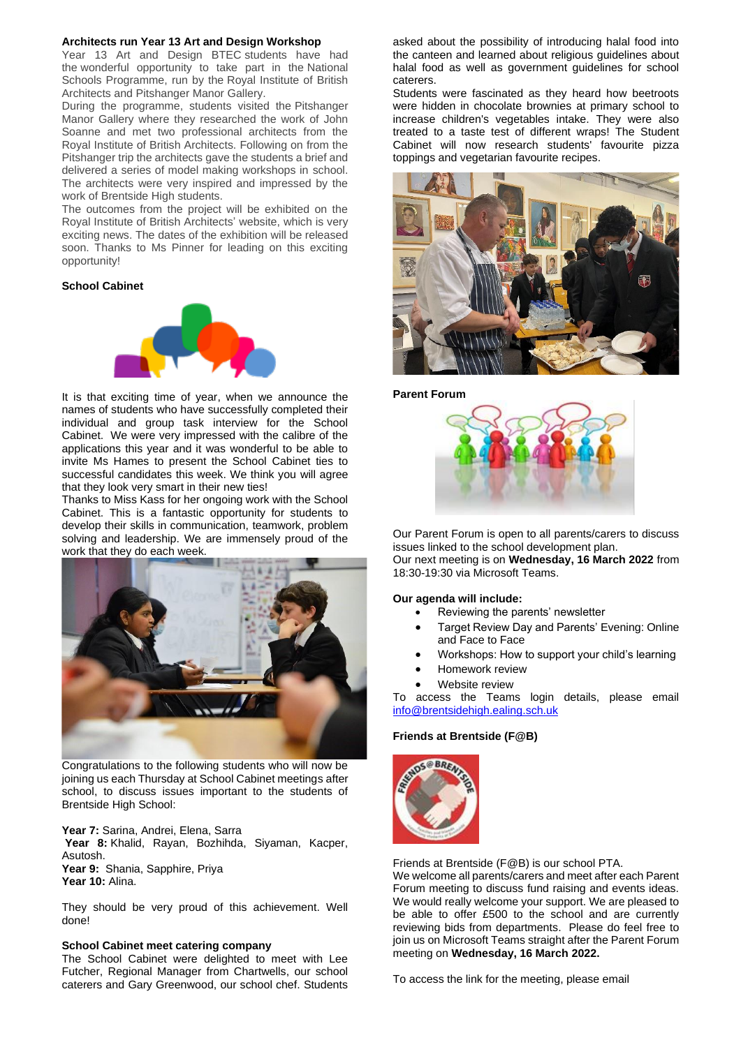**Architects run Year 13 Art and Design Workshop**

Year 13 Art and Design BTEC students have had the wonderful opportunity to take part in the National Schools Programme, run by the Royal Institute of British Architects and Pitshanger Manor Gallery.

During the programme, students visited the Pitshanger Manor Gallery where they researched the work of John Soanne and met two professional architects from the Royal Institute of British Architects. Following on from the Pitshanger trip the architects gave the students a brief and delivered a series of model making workshops in school. The architects were very inspired and impressed by the work of Brentside High students.

The outcomes from the project will be exhibited on the Royal Institute of British Architects' website, which is very exciting news. The dates of the exhibition will be released soon. Thanks to Ms Pinner for leading on this exciting opportunity!

**School Cabinet**

It is that exciting time of year, when we announce the names of students who have successfully completed their individual and group task interview for the School Cabinet. We were very impressed with the calibre of the applications this year and it was wonderful to be able to invite Ms Hames to present the School Cabinet ties to successful candidates this week. We think you will agree that they look very smart in their new ties!

Thanks to Miss Kass for her ongoing work with the School Cabinet. This is a fantastic opportunity for students to develop their skills in communication, teamwork, problem solving and leadership. We are immensely proud of the work that they do each week.

Congratulations to the following students who will now be joining us each Thursday at School Cabinet meetings after school, to discuss issues important to the students of Brentside High School:

**Year 7:** Sarina, Andrei, Elena, Sarra
**Year 8:** Khalid, Rayan, Bozhihda, Siyaman, Kacper, Asutosh.
**Year 9:** Shania, Sapphire, Priya
**Year 10:** Alina.

They should be very proud of this achievement. Well done!

**School Cabinet meet catering company**

The School Cabinet were delighted to meet with Lee Futcher, Regional Manager from Chartwells, our school caterers and Gary Greenwood, our school chef. Students asked about the possibility of introducing halal food into the canteen and learned about religious guidelines about halal food as well as government guidelines for school caterers.

Students were fascinated as they heard how beetroots were hidden in chocolate brownies at primary school to increase children's vegetables intake. They were also treated to a taste test of different wraps! The Student Cabinet will now research students' favourite pizza toppings and vegetarian favourite recipes.

**Parent Forum**

Our Parent Forum is open to all parents/carers to discuss issues linked to the school development plan.
Our next meeting is on **Wednesday, 16 March 2022** from 18:30-19:30 via Microsoft Teams.

**Our agenda will include:**

- Reviewing the parents' newsletter
- Target Review Day and Parents' Evening: Online and Face to Face
- Workshops: How to support your child's learning
- Homework review
- Website review

To access the Teams login details, please email info@brentsidehigh.ealing.sch.uk

**Friends at Brentside (F@B)**

Friends at Brentside (F@B) is our school PTA.
We welcome all parents/carers and meet after each Parent Forum meeting to discuss fund raising and events ideas. We would really welcome your support. We are pleased to be able to offer £500 to the school and are currently reviewing bids from departments. Please do feel free to join us on Microsoft Teams straight after the Parent Forum meeting on **Wednesday, 16 March 2022.**

To access the link for the meeting, please email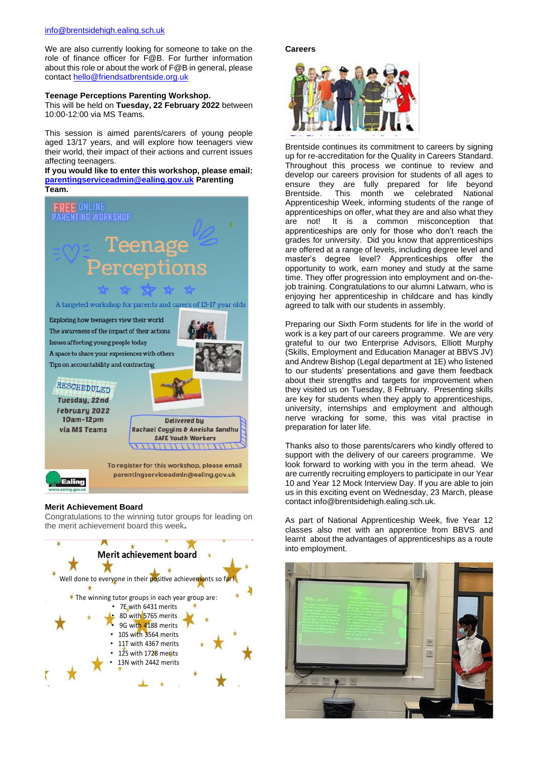info@brentsidehigh.ealing.sch.uk

We are also currently looking for someone to take on the role of finance officer for F@B. For further information about this role or about the work of F@B in general, please contact hello@friendsatbrentside.org.uk

**Teenage Perceptions Parenting Workshop.**
This will be held on **Tuesday, 22 February 2022** between 10:00-12:00 via MS Teams.

This session is aimed parents/carers of young people aged 13/17 years, and will explore how teenagers view their world, their impact of their actions and current issues affecting teenagers.
**If you would like to enter this workshop, please email: parentingserviceadmin@ealing.gov.uk Parenting Team.**

FREE ONLINE PARENTING WORKSHOP

Teenage Perceptions

A targeted workshop for parents and carers of 13-17 year olds

- Exploring how teenagers view their world
- The awareness of the impact of their actions
- Issues affecting young people today
- A space to share your experiences with others
- Tips on accountability and contracting

RESCHEDULED
Tuesday, 22nd February 2022
10am-12pm
via MS Teams

Delivered by
Rachael Coggins & Aneisha Sandhu
SAFE Youth Workers

To register for this workshop, please email parentingserviceadmin@ealing.gov.uk

Ealing
www.ealing.gov.uk

**Merit Achievement Board**
Congratulations to the winning tutor groups for leading on the merit achievement board this week**.**

**Merit achievement board**

Well done to everyone in their positive achievements so far!

The winning tutor groups in each year group are:

- 7E with 6431 merits
- 8D with 5765 merits
- 9G with 4188 merits
- 10S with 3564 merits
- 11T with 4367 merits
- 12S with 1728 merits
- 13N with 2442 merits

**Careers**

Brentside continues its commitment to careers by signing up for re-accreditation for the Quality in Careers Standard. Throughout this process we continue to review and develop our careers provision for students of all ages to ensure they are fully prepared for life beyond Brentside. This month we celebrated National Apprenticeship Week, informing students of the range of apprenticeships on offer, what they are and also what they are not! It is a common misconception that apprenticeships are only for those who don't reach the grades for university. Did you know that apprenticeships are offered at a range of levels, including degree level and master's degree level? Apprenticeships offer the opportunity to work, earn money and study at the same time. They offer progression into employment and on-the-job training. Congratulations to our alumni Latwarn, who is enjoying her apprenticeship in childcare and has kindly agreed to talk with our students in assembly.

Preparing our Sixth Form students for life in the world of work is a key part of our careers programme. We are very grateful to our two Enterprise Advisors, Elliott Murphy (Skills, Employment and Education Manager at BBVS JV) and Andrew Bishop (Legal department at 1E) who listened to our students' presentations and gave them feedback about their strengths and targets for improvement when they visited us on Tuesday, 8 February. Presenting skills are key for students when they apply to apprenticeships, university, internships and employment and although nerve wracking for some, this was vital practise in preparation for later life.

Thanks also to those parents/carers who kindly offered to support with the delivery of our careers programme. We look forward to working with you in the term ahead. We are currently recruiting employers to participate in our Year 10 and Year 12 Mock Interview Day. If you are able to join us in this exciting event on Wednesday, 23 March, please contact info@brentsidehigh.ealing.sch.uk.

As part of National Apprenticeship Week, five Year 12 classes also met with an apprentice from BBVS and learnt about the advantages of apprenticeships as a route into employment.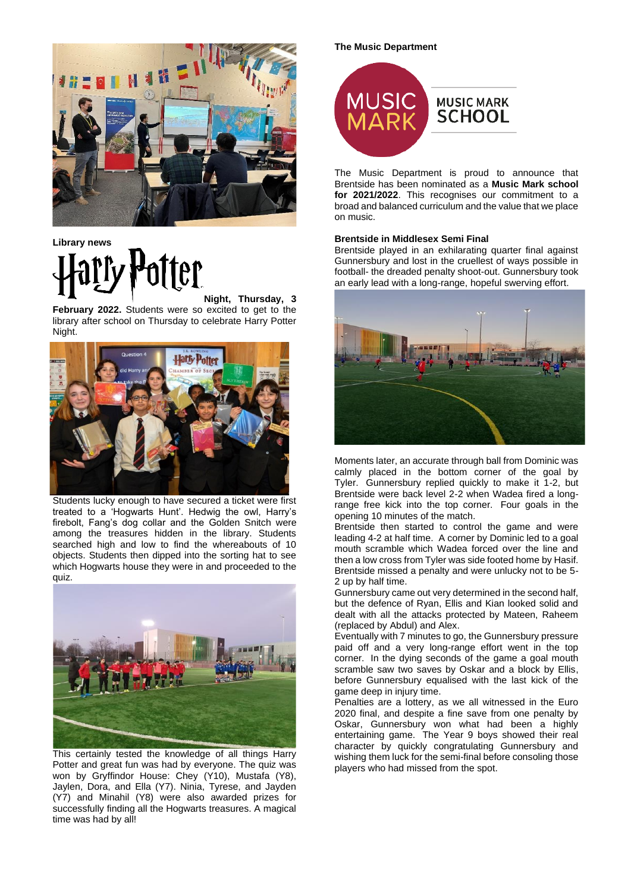## Library news

Harry Potter Night, Thursday, 3 February 2022. Students were so excited to get to the library after school on Thursday to celebrate Harry Potter Night.

Students lucky enough to have secured a ticket were first treated to a 'Hogwarts Hunt'. Hedwig the owl, Harry's firebolt, Fang's dog collar and the Golden Snitch were among the treasures hidden in the library. Students searched high and low to find the whereabouts of 10 objects. Students then dipped into the sorting hat to see which Hogwarts house they were in and proceeded to the quiz.

This certainly tested the knowledge of all things Harry Potter and great fun was had by everyone. The quiz was won by Gryffindor House: Chey (Y10), Mustafa (Y8), Jaylen, Dora, and Ella (Y7). Ninia, Tyrese, and Jayden (Y7) and Minahil (Y8) were also awarded prizes for successfully finding all the Hogwarts treasures. A magical time was had by all!

## The Music Department

MUSIC MARK — MUSIC MARK SCHOOL

The Music Department is proud to announce that Brentside has been nominated as a **Music Mark school for 2021/2022**. This recognises our commitment to a broad and balanced curriculum and the value that we place on music.

## Brentside in Middlesex Semi Final

Brentside played in an exhilarating quarter final against Gunnersbury and lost in the cruellest of ways possible in football- the dreaded penalty shoot-out. Gunnersbury took an early lead with a long-range, hopeful swerving effort.

Moments later, an accurate through ball from Dominic was calmly placed in the bottom corner of the goal by Tyler. Gunnersbury replied quickly to make it 1-2, but Brentside were back level 2-2 when Wadea fired a long-range free kick into the top corner. Four goals in the opening 10 minutes of the match.

Brentside then started to control the game and were leading 4-2 at half time. A corner by Dominic led to a goal mouth scramble which Wadea forced over the line and then a low cross from Tyler was side footed home by Hasif. Brentside missed a penalty and were unlucky not to be 5-2 up by half time.

Gunnersbury came out very determined in the second half, but the defence of Ryan, Ellis and Kian looked solid and dealt with all the attacks protected by Mateen, Raheem (replaced by Abdul) and Alex.

Eventually with 7 minutes to go, the Gunnersbury pressure paid off and a very long-range effort went in the top corner. In the dying seconds of the game a goal mouth scramble saw two saves by Oskar and a block by Ellis, before Gunnersbury equalised with the last kick of the game deep in injury time.

Penalties are a lottery, as we all witnessed in the Euro 2020 final, and despite a fine save from one penalty by Oskar, Gunnersbury won what had been a highly entertaining game. The Year 9 boys showed their real character by quickly congratulating Gunnersbury and wishing them luck for the semi-final before consoling those players who had missed from the spot.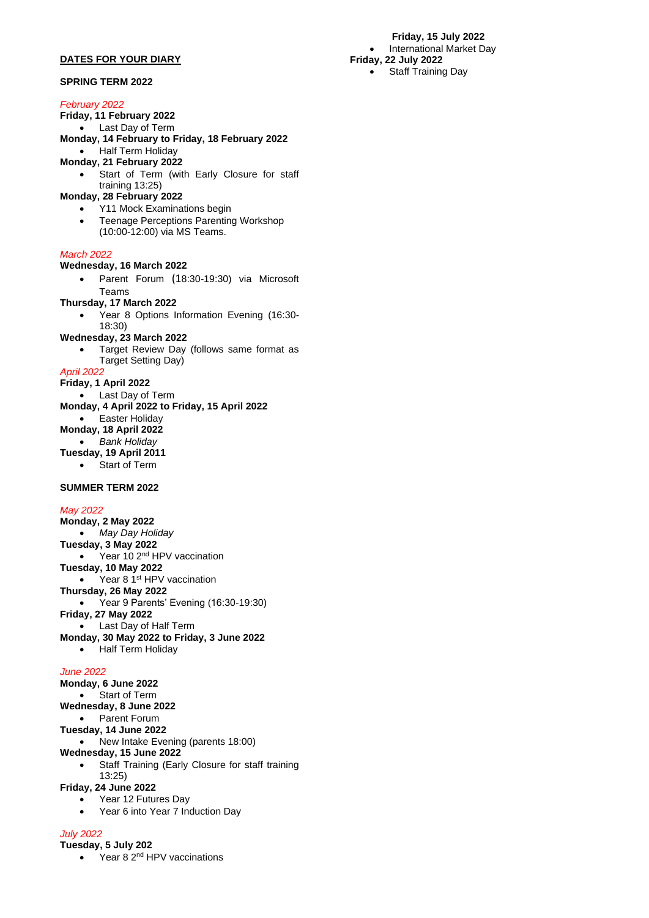**DATES FOR YOUR DIARY**

**SPRING TERM 2022**

*February 2022*

**Friday, 11 February 2022**

- Last Day of Term

**Monday, 14 February to Friday, 18 February 2022**

- Half Term Holiday

**Monday, 21 February 2022**

- Start of Term (with Early Closure for staff training 13:25)

**Monday, 28 February 2022**

- Y11 Mock Examinations begin
- Teenage Perceptions Parenting Workshop (10:00-12:00) via MS Teams.

*March 2022*

**Wednesday, 16 March 2022**

- Parent Forum (18:30-19:30) via Microsoft Teams

**Thursday, 17 March 2022**

- Year 8 Options Information Evening (16:30-18:30)

**Wednesday, 23 March 2022**

- Target Review Day (follows same format as Target Setting Day)

*April 2022*

**Friday, 1 April 2022**

- Last Day of Term

**Monday, 4 April 2022 to Friday, 15 April 2022**

- Easter Holiday

**Monday, 18 April 2022**

- *Bank Holiday*

**Tuesday, 19 April 2011**

- Start of Term

**SUMMER TERM 2022**

*May 2022*

**Monday, 2 May 2022**

- *May Day Holiday*

**Tuesday, 3 May 2022**

- Year 10 2nd HPV vaccination

**Tuesday, 10 May 2022**

- Year 8 1st HPV vaccination

**Thursday, 26 May 2022**

- Year 9 Parents' Evening (16:30-19:30)

**Friday, 27 May 2022**

- Last Day of Half Term

**Monday, 30 May 2022 to Friday, 3 June 2022**

- Half Term Holiday

*June 2022*

**Monday, 6 June 2022**

- Start of Term

**Wednesday, 8 June 2022**

- Parent Forum

**Tuesday, 14 June 2022**

- New Intake Evening (parents 18:00)

**Wednesday, 15 June 2022**

- Staff Training (Early Closure for staff training 13:25)

**Friday, 24 June 2022**

- Year 12 Futures Day
- Year 6 into Year 7 Induction Day

*July 2022*

**Tuesday, 5 July 202**

- Year 8 2nd HPV vaccinations

**Friday, 15 July 2022**

- International Market Day

**Friday, 22 July 2022**

- Staff Training Day